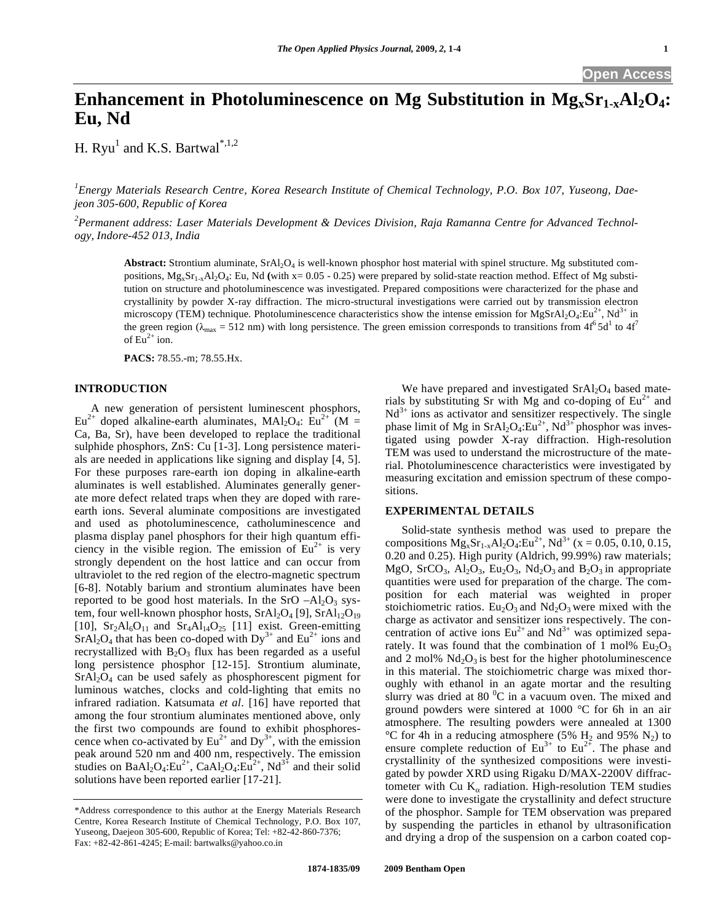# Enhancement in Photoluminescence on Mg Substitution in $Mg_xSr_{1-x}Al_2O_4$: Eu, Nd

H. Ryu[1] and K.S. Bartwal*[,1,2]

[1]*Energy Materials Research Centre, Korea Research Institute of Chemical Technology, P.O. Box 107, Yuseong, Daejeon 305-600, Republic of Korea*

[2]*Permanent address: Laser Materials Development & Devices Division, Raja Ramanna Centre for Advanced Technology, Indore-452 013, India*

**Abstract:** Strontium aluminate, $SrAl_2O_4$ is well-known phosphor host material with spinel structure. Mg substituted compositions, $Mg_xSr_{1-x}Al_2O_4$: Eu, Nd (with x= 0.05 - 0.25) were prepared by solid-state reaction method. Effect of Mg substitution on structure and photoluminescence was investigated. Prepared compositions were characterized for the phase and crystallinity by powder X-ray diffraction. The micro-structural investigations were carried out by transmission electron microscopy (TEM) technique. Photoluminescence characteristics show the intense emission for $MgSrAl_2O_4:Eu^{2+}$, $Nd^{3+}$ in the green region ($\lambda_{max}$ = 512 nm) with long persistence. The green emission corresponds to transitions from $4f^6 5d^1$ to $4f^7$ of $Eu^{2+}$ ion.

**PACS:** 78.55.-m; 78.55.Hx.

## INTRODUCTION

A new generation of persistent luminescent phosphors, $Eu^{2+}$ doped alkaline-earth aluminates, $MAl_2O_4$: $Eu^{2+}$ (M = Ca, Ba, Sr), have been developed to replace the traditional sulphide phosphors, ZnS: Cu [1-3]. Long persistence materials are needed in applications like signing and display [4, 5]. For these purposes rare-earth ion doping in alkaline-earth aluminates is well established. Aluminates generally generate more defect related traps when they are doped with rare-earth ions. Several aluminate compositions are investigated and used as photoluminescence, catholuminescence and plasma display panel phosphors for their high quantum efficiency in the visible region. The emission of $Eu^{2+}$ is very strongly dependent on the host lattice and can occur from ultraviolet to the red region of the electro-magnetic spectrum [6-8]. Notably barium and strontium aluminates have been reported to be good host materials. In the SrO $-Al_2O_3$ system, four well-known phosphor hosts, $SrAl_2O_4$ [9], $SrAl_{12}O_{19}$ [10], $Sr_2Al_6O_{11}$ and $Sr_4Al_{14}O_{25}$ [11] exist. Green-emitting $SrAl_2O_4$ that has been co-doped with $Dy^{3+}$ and $Eu^{2+}$ ions and recrystallized with $B_2O_3$ flux has been regarded as a useful long persistence phosphor [12-15]. Strontium aluminate, $SrAl_2O_4$ can be used safely as phosphorescent pigment for luminous watches, clocks and cold-lighting that emits no infrared radiation. Katsumata *et al*. [16] have reported that among the four strontium aluminates mentioned above, only the first two compounds are found to exhibit phosphorescence when co-activated by $Eu^{2+}$ and $Dy^{3+}$, with the emission peak around 520 nm and 400 nm, respectively. The emission studies on $BaAl_2O_4:Eu^{2+}$, $CaAl_2O_4:Eu^{2+}$, $Nd^{3+}$ and their solid solutions have been reported earlier [17-21].

We have prepared and investigated $SrAl_2O_4$ based materials by substituting Sr with Mg and co-doping of $Eu^{2+}$ and $Nd^{3+}$ ions as activator and sensitizer respectively. The single phase limit of Mg in $SrAl_2O_4:Eu^{2+}$, $Nd^{3+}$ phosphor was investigated using powder X-ray diffraction. High-resolution TEM was used to understand the microstructure of the material. Photoluminescence characteristics were investigated by measuring excitation and emission spectrum of these compositions.

## EXPERIMENTAL DETAILS

Solid-state synthesis method was used to prepare the compositions $Mg_xSr_{1-x}Al_2O_4:Eu^{2+}$, $Nd^{3+}$ (x = 0.05, 0.10, 0.15, 0.20 and 0.25). High purity (Aldrich, 99.99%) raw materials; MgO, $SrCO_3$, $Al_2O_3$, $Eu_2O_3$, $Nd_2O_3$ and $B_2O_3$ in appropriate quantities were used for preparation of the charge. The composition for each material was weighted in proper stoichiometric ratios. $Eu_2O_3$ and $Nd_2O_3$ were mixed with the charge as activator and sensitizer ions respectively. The concentration of active ions $Eu^{2+}$ and $Nd^{3+}$ was optimized separately. It was found that the combination of 1 mol% $Eu_2O_3$ and 2 mol% $Nd_2O_3$ is best for the higher photoluminescence in this material. The stoichiometric charge was mixed thoroughly with ethanol in an agate mortar and the resulting slurry was dried at 80 $^0$C in a vacuum oven. The mixed and ground powders were sintered at 1000 °C for 6h in an air atmosphere. The resulting powders were annealed at 1300 °C for 4h in a reducing atmosphere (5% $H_2$ and 95% $N_2$) to ensure complete reduction of $Eu^{3+}$ to $Eu^{2+}$. The phase and crystallinity of the synthesized compositions were investigated by powder XRD using Rigaku D/MAX-2200V diffractometer with Cu $K_\alpha$ radiation. High-resolution TEM studies were done to investigate the crystallinity and defect structure of the phosphor. Sample for TEM observation was prepared by suspending the particles in ethanol by ultrasonification and drying a drop of the suspension on a carbon coated cop-

*Address correspondence to this author at the Energy Materials Research Centre, Korea Research Institute of Chemical Technology, P.O. Box 107, Yuseong, Daejeon 305-600, Republic of Korea; Tel: +82-42-860-7376; Fax: +82-42-861-4245; E-mail: bartwalks@yahoo.co.in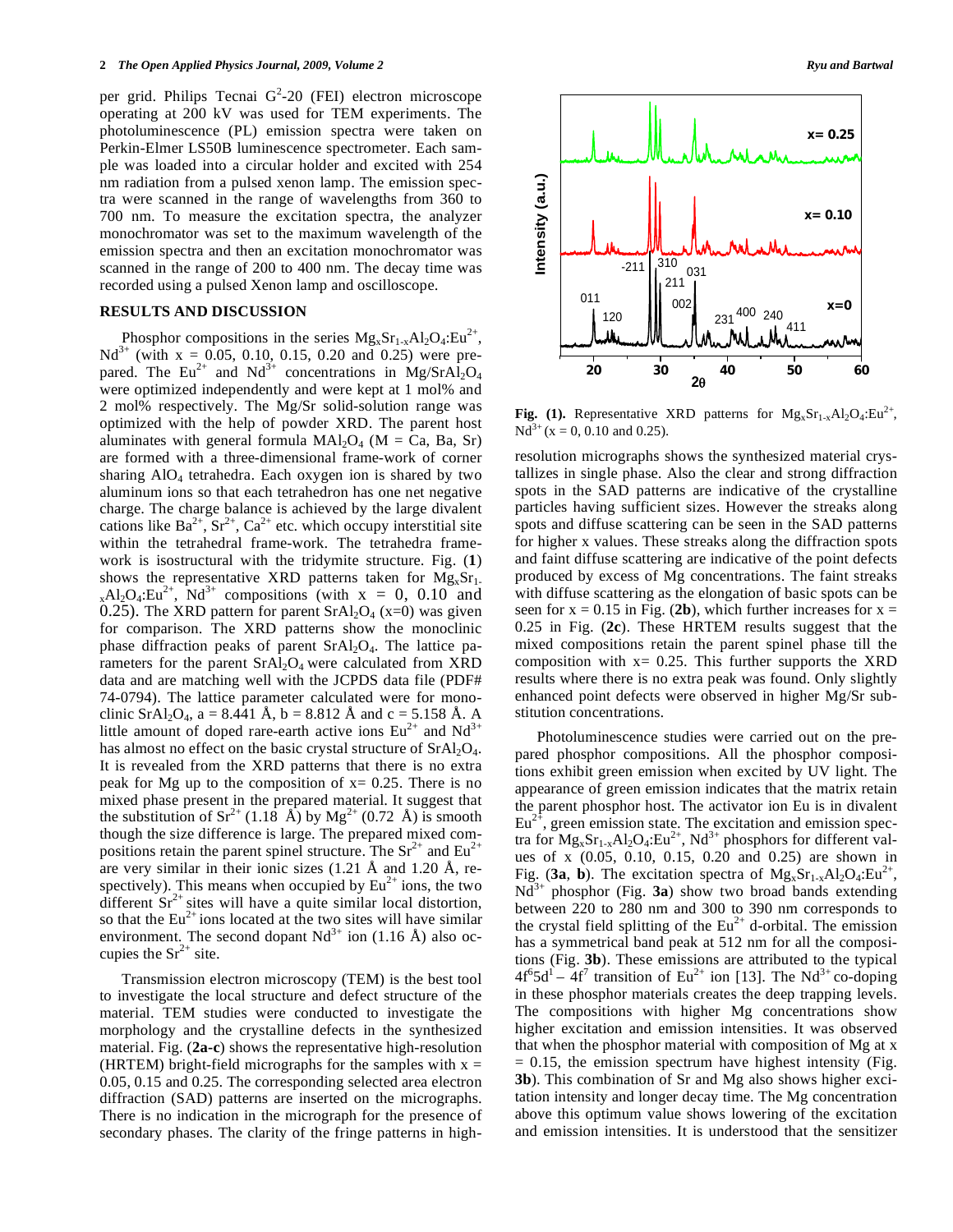per grid. Philips Tecnai $G^2$-20 (FEI) electron microscope operating at 200 kV was used for TEM experiments. The photoluminescence (PL) emission spectra were taken on Perkin-Elmer LS50B luminescence spectrometer. Each sample was loaded into a circular holder and excited with 254 nm radiation from a pulsed xenon lamp. The emission spectra were scanned in the range of wavelengths from 360 to 700 nm. To measure the excitation spectra, the analyzer monochromator was set to the maximum wavelength of the emission spectra and then an excitation monochromator was scanned in the range of 200 to 400 nm. The decay time was recorded using a pulsed Xenon lamp and oscilloscope.

## RESULTS AND DISCUSSION

Phosphor compositions in the series $Mg_xSr_{1-x}Al_2O_4:Eu^{2+}$, $Nd^{3+}$ (with x = 0.05, 0.10, 0.15, 0.20 and 0.25) were prepared. The $Eu^{2+}$ and $Nd^{3+}$ concentrations in $Mg/SrAl_2O_4$ were optimized independently and were kept at 1 mol% and 2 mol% respectively. The Mg/Sr solid-solution range was optimized with the help of powder XRD. The parent host aluminates with general formula $MAl_2O_4$ (M = Ca, Ba, Sr) are formed with a three-dimensional frame-work of corner sharing $AlO_4$ tetrahedra. Each oxygen ion is shared by two aluminum ions so that each tetrahedron has one net negative charge. The charge balance is achieved by the large divalent cations like $Ba^{2+}$, $Sr^{2+}$, $Ca^{2+}$ etc. which occupy interstitial site within the tetrahedral frame-work. The tetrahedra frame-work is isostructural with the tridymite structure. Fig. (**1**) shows the representative XRD patterns taken for $Mg_xSr_{1-x}Al_2O_4:Eu^{2+}$, $Nd^{3+}$ compositions (with x = 0, 0.10 and 0.25). The XRD pattern for parent $SrAl_2O_4$ (x=0) was given for comparison. The XRD patterns show the monoclinic phase diffraction peaks of parent $SrAl_2O_4$. The lattice parameters for the parent $SrAl_2O_4$ were calculated from XRD data and are matching well with the JCPDS data file (PDF# 74-0794). The lattice parameter calculated were for monoclinic $SrAl_2O_4$, a = 8.441 Å, b = 8.812 Å and c = 5.158 Å. A little amount of doped rare-earth active ions $Eu^{2+}$ and $Nd^{3+}$ has almost no effect on the basic crystal structure of $SrAl_2O_4$. It is revealed from the XRD patterns that there is no extra peak for Mg up to the composition of x= 0.25. There is no mixed phase present in the prepared material. It suggest that the substitution of $Sr^{2+}$ (1.18 Å) by $Mg^{2+}$ (0.72 Å) is smooth though the size difference is large. The prepared mixed compositions retain the parent spinel structure. The $Sr^{2+}$ and $Eu^{2+}$ are very similar in their ionic sizes (1.21 Å and 1.20 Å, respectively). This means when occupied by $Eu^{2+}$ ions, the two different $Sr^{2+}$ sites will have a quite similar local distortion, so that the $Eu^{2+}$ ions located at the two sites will have similar environment. The second dopant $Nd^{3+}$ ion (1.16 Å) also occupies the $Sr^{2+}$ site.

Transmission electron microscopy (TEM) is the best tool to investigate the local structure and defect structure of the material. TEM studies were conducted to investigate the morphology and the crystalline defects in the synthesized material. Fig. (**2a-c**) shows the representative high-resolution (HRTEM) bright-field micrographs for the samples with x = 0.05, 0.15 and 0.25. The corresponding selected area electron diffraction (SAD) patterns are inserted on the micrographs. There is no indication in the micrograph for the presence of secondary phases. The clarity of the fringe patterns in high-resolution micrographs shows the synthesized material crystallizes in single phase. Also the clear and strong diffraction spots in the SAD patterns are indicative of the crystalline particles having sufficient sizes. However the streaks along spots and diffuse scattering can be seen in the SAD patterns for higher x values. These streaks along the diffraction spots and faint diffuse scattering are indicative of the point defects produced by excess of Mg concentrations. The faint streaks with diffuse scattering as the elongation of basic spots can be seen for x = 0.15 in Fig. (**2b**), which further increases for x = 0.25 in Fig. (**2c**). These HRTEM results suggest that the mixed compositions retain the parent spinel phase till the composition with x= 0.25. This further supports the XRD results where there is no extra peak was found. Only slightly enhanced point defects were observed in higher Mg/Sr substitution concentrations.

**Fig. (1).** Representative XRD patterns for $Mg_xSr_{1-x}Al_2O_4:Eu^{2+}$, $Nd^{3+}$ (x = 0, 0.10 and 0.25).

Photoluminescence studies were carried out on the prepared phosphor compositions. All the phosphor compositions exhibit green emission when excited by UV light. The appearance of green emission indicates that the matrix retain the parent phosphor host. The activator ion Eu is in divalent $Eu^{2+}$, green emission state. The excitation and emission spectra for $Mg_xSr_{1-x}Al_2O_4:Eu^{2+}$, $Nd^{3+}$ phosphors for different values of x (0.05, 0.10, 0.15, 0.20 and 0.25) are shown in Fig. (**3a**, **b**). The excitation spectra of $Mg_xSr_{1-x}Al_2O_4:Eu^{2+}$, $Nd^{3+}$ phosphor (Fig. **3a**) show two broad bands extending between 220 to 280 nm and 300 to 390 nm corresponds to the crystal field splitting of the $Eu^{2+}$ d-orbital. The emission has a symmetrical band peak at 512 nm for all the compositions (Fig. **3b**). These emissions are attributed to the typical $4f^65d^1 - 4f^7$ transition of $Eu^{2+}$ ion [13]. The $Nd^{3+}$ co-doping in these phosphor materials creates the deep trapping levels. The compositions with higher Mg concentrations show higher excitation and emission intensities. It was observed that when the phosphor material with composition of Mg at x = 0.15, the emission spectrum have highest intensity (Fig. **3b**). This combination of Sr and Mg also shows higher excitation intensity and longer decay time. The Mg concentration above this optimum value shows lowering of the excitation and emission intensities. It is understood that the sensitizer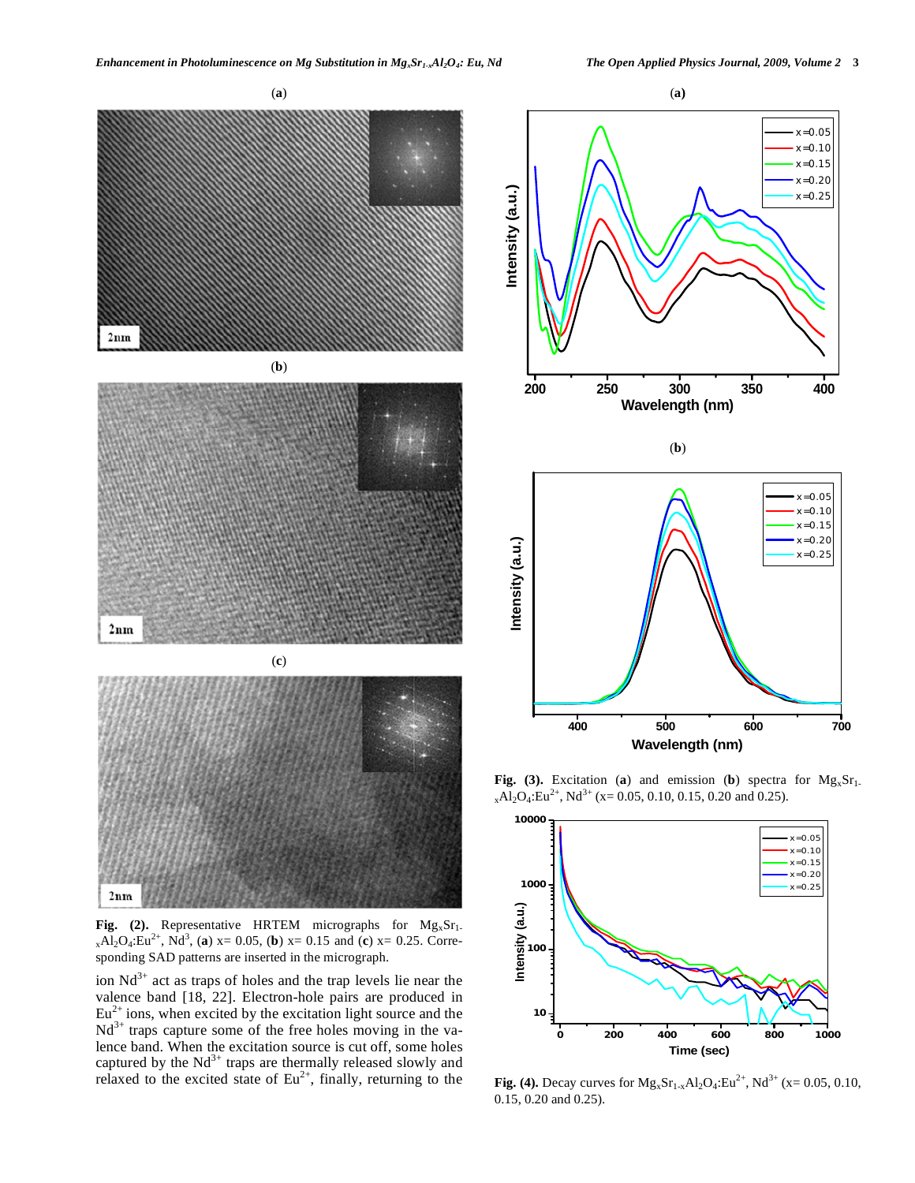**Fig. (2).** Representative HRTEM micrographs for $Mg_xSr_{1-x}Al_2O_4$:$Eu^{2+}$, $Nd^{3}$, (**a**) x= 0.05, (**b**) x= 0.15 and (**c**) x= 0.25. Corresponding SAD patterns are inserted in the micrograph.

ion $Nd^{3+}$ act as traps of holes and the trap levels lie near the valence band [18, 22]. Electron-hole pairs are produced in $Eu^{2+}$ ions, when excited by the excitation light source and the $Nd^{3+}$ traps capture some of the free holes moving in the valence band. When the excitation source is cut off, some holes captured by the $Nd^{3+}$ traps are thermally released slowly and relaxed to the excited state of $Eu^{2+}$, finally, returning to the

**Fig. (3).** Excitation (**a**) and emission (**b**) spectra for $Mg_xSr_{1-x}Al_2O_4$:$Eu^{2+}$, $Nd^{3+}$ (x= 0.05, 0.10, 0.15, 0.20 and 0.25).

**Fig. (4).** Decay curves for $Mg_xSr_{1-x}Al_2O_4$:$Eu^{2+}$, $Nd^{3+}$ (x= 0.05, 0.10, 0.15, 0.20 and 0.25).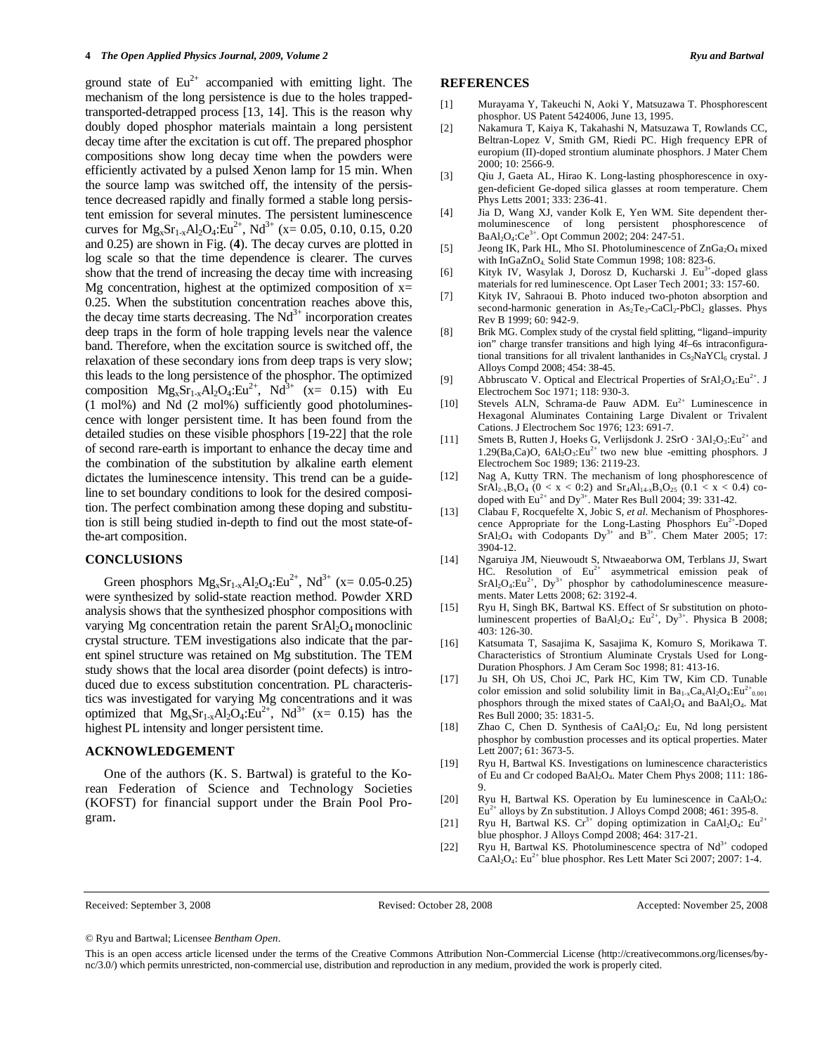ground state of $Eu^{2+}$ accompanied with emitting light. The mechanism of the long persistence is due to the holes trapped-transported-detrapped process [13, 14]. This is the reason why doubly doped phosphor materials maintain a long persistent decay time after the excitation is cut off. The prepared phosphor compositions show long decay time when the powders were efficiently activated by a pulsed Xenon lamp for 15 min. When the source lamp was switched off, the intensity of the persistence decreased rapidly and finally formed a stable long persistent emission for several minutes. The persistent luminescence curves for $Mg_xSr_{1-x}Al_2O_4$:$Eu^{2+}$, $Nd^{3+}$ (x= 0.05, 0.10, 0.15, 0.20 and 0.25) are shown in Fig. (**4**). The decay curves are plotted in log scale so that the time dependence is clearer. The curves show that the trend of increasing the decay time with increasing Mg concentration, highest at the optimized composition of x= 0.25. When the substitution concentration reaches above this, the decay time starts decreasing. The $Nd^{3+}$ incorporation creates deep traps in the form of hole trapping levels near the valence band. Therefore, when the excitation source is switched off, the relaxation of these secondary ions from deep traps is very slow; this leads to the long persistence of the phosphor. The optimized composition $Mg_xSr_{1-x}Al_2O_4$:$Eu^{2+}$, $Nd^{3+}$ (x= 0.15) with Eu (1 mol%) and Nd (2 mol%) sufficiently good photoluminescence with longer persistent time. It has been found from the detailed studies on these visible phosphors [19-22] that the role of second rare-earth is important to enhance the decay time and the combination of the substitution by alkaline earth element dictates the luminescence intensity. This trend can be a guideline to set boundary conditions to look for the desired composition. The perfect combination among these doping and substitution is still being studied in-depth to find out the most state-of-the-art composition.

## CONCLUSIONS

Green phosphors $Mg_xSr_{1-x}Al_2O_4$:$Eu^{2+}$, $Nd^{3+}$ (x= 0.05-0.25) were synthesized by solid-state reaction method. Powder XRD analysis shows that the synthesized phosphor compositions with varying Mg concentration retain the parent $SrAl_2O_4$ monoclinic crystal structure. TEM investigations also indicate that the parent spinel structure was retained on Mg substitution. The TEM study shows that the local area disorder (point defects) is introduced due to excess substitution concentration. PL characteristics was investigated for varying Mg concentrations and it was optimized that $Mg_xSr_{1-x}Al_2O_4$:$Eu^{2+}$, $Nd^{3+}$ (x= 0.15) has the highest PL intensity and longer persistent time.

## ACKNOWLEDGEMENT

One of the authors (K. S. Bartwal) is grateful to the Korean Federation of Science and Technology Societies (KOFST) for financial support under the Brain Pool Program.

## REFERENCES

[1] Murayama Y, Takeuchi N, Aoki Y, Matsuzawa T. Phosphorescent phosphor. US Patent 5424006, June 13, 1995.

[2] Nakamura T, Kaiya K, Takahashi N, Matsuzawa T, Rowlands CC, Beltran-Lopez V, Smith GM, Riedi PC. High frequency EPR of europium (II)-doped strontium aluminate phosphors. J Mater Chem 2000; 10: 2566-9.

[3] Qiu J, Gaeta AL, Hirao K. Long-lasting phosphorescence in oxygen-deficient Ge-doped silica glasses at room temperature. Chem Phys Letts 2001; 333: 236-41.

[4] Jia D, Wang XJ, vander Kolk E, Yen WM. Site dependent thermoluminescence of long persistent phosphorescence of $BaAl_2O_4$:$Ce^{3+}$. Opt Commun 2002; 204: 247-51.

[5] Jeong IK, Park HL, Mho SI. Photoluminescence of $ZnGa_2O_4$ mixed with $InGaZnO_4$. Solid State Commun 1998; 108: 823-6.

[6] Kityk IV, Wasylak J, Dorosz D, Kucharski J. $Eu^{3+}$-doped glass materials for red luminescence. Opt Laser Tech 2001; 33: 157-60.

[7] Kityk IV, Sahraoui B. Photo induced two-photon absorption and second-harmonic generation in $As_2Te_3$-$CaCl_2$-$PbCl_2$ glasses. Phys Rev B 1999; 60: 942-9.

[8] Brik MG. Complex study of the crystal field splitting, "ligand–impurity ion" charge transfer transitions and high lying 4f–6s intraconfigurational transitions for all trivalent lanthanides in $Cs_2NaYCl_6$ crystal. J Alloys Compd 2008; 454: 38-45.

[9] Abbruscato V. Optical and Electrical Properties of $SrAl_2O_4$:$Eu^{2+}$. J Electrochem Soc 1971; 118: 930-3.

[10] Stevels ALN, Schrama-de Pauw ADM. $Eu^{2+}$ Luminescence in Hexagonal Aluminates Containing Large Divalent or Trivalent Cations. J Electrochem Soc 1976; 123: 691-7.

[11] Smets B, Rutten J, Hoeks G, Verlijsdonk J. 2SrO · $3Al_2O_3$:$Eu^{2+}$ and 1.29(Ba,Ca)O, $6Al_2O_3$:$Eu^{2+}$ two new blue -emitting phosphors. J Electrochem Soc 1989; 136: 2119-23.

[12] Nag A, Kutty TRN. The mechanism of long phosphorescence of $SrAl_{2-x}B_xO_4$ (0 < x < 0:2) and $Sr_4Al_{14-x}B_xO_{25}$ (0.1 < x < 0.4) co-doped with $Eu^{2+}$ and $Dy^{3+}$. Mater Res Bull 2004; 39: 331-42.

[13] Clabau F, Rocquefelte X, Jobic S, *et al*. Mechanism of Phosphorescence Appropriate for the Long-Lasting Phosphors $Eu^{2+}$-Doped $SrAl_2O_4$ with Codopants $Dy^{3+}$ and $B^{3+}$. Chem Mater 2005; 17: 3904-12.

[14] Ngaruiya JM, Nieuwoudt S, Ntwaeaborwa OM, Terblans JJ, Swart HC. Resolution of $Eu^{2+}$ asymmetrical emission peak of $SrAl_2O_4$:$Eu^{2+}$, $Dy^{3+}$ phosphor by cathodoluminescence measurements. Mater Letts 2008; 62: 3192-4.

[15] Ryu H, Singh BK, Bartwal KS. Effect of Sr substitution on photoluminescent properties of $BaAl_2O_4$: $Eu^{2+}$, $Dy^{3+}$. Physica B 2008; 403: 126-30.

[16] Katsumata T, Sasajima K, Sasajima K, Komuro S, Morikawa T. Characteristics of Strontium Aluminate Crystals Used for Long-Duration Phosphors. J Am Ceram Soc 1998; 81: 413-16.

[17] Ju SH, Oh US, Choi JC, Park HC, Kim TW, Kim CD. Tunable color emission and solid solubility limit in $Ba_{1-x}Ca_xAl_2O_4$:$Eu^{2+}_{0.001}$ phosphors through the mixed states of $CaAl_2O_4$ and $BaAl_2O_4$. Mat Res Bull 2000; 35: 1831-5.

[18] Zhao C, Chen D. Synthesis of $CaAl_2O_4$: Eu, Nd long persistent phosphor by combustion processes and its optical properties. Mater Lett 2007; 61: 3673-5.

[19] Ryu H, Bartwal KS. Investigations on luminescence characteristics of Eu and Cr codoped $BaAl_2O_4$. Mater Chem Phys 2008; 111: 186-9.

[20] Ryu H, Bartwal KS. Operation by Eu luminescence in $CaAl_2O_4$: $Eu^{2+}$ alloys by Zn substitution. J Alloys Compd 2008; 461: 395-8.

[21] Ryu H, Bartwal KS. $Cr^{3+}$ doping optimization in $CaAl_2O_4$: $Eu^{2+}$ blue phosphor. J Alloys Compd 2008; 464: 317-21.

[22] Ryu H, Bartwal KS. Photoluminescence spectra of $Nd^{3+}$ codoped $CaAl_2O_4$: $Eu^{2+}$ blue phosphor. Res Lett Mater Sci 2007; 2007: 1-4.

Received: September 3, 2008 Revised: October 28, 2008 Accepted: November 25, 2008

© Ryu and Bartwal; Licensee *Bentham Open*.

This is an open access article licensed under the terms of the Creative Commons Attribution Non-Commercial License (http://creativecommons.org/licenses/by-nc/3.0/) which permits unrestricted, non-commercial use, distribution and reproduction in any medium, provided the work is properly cited.